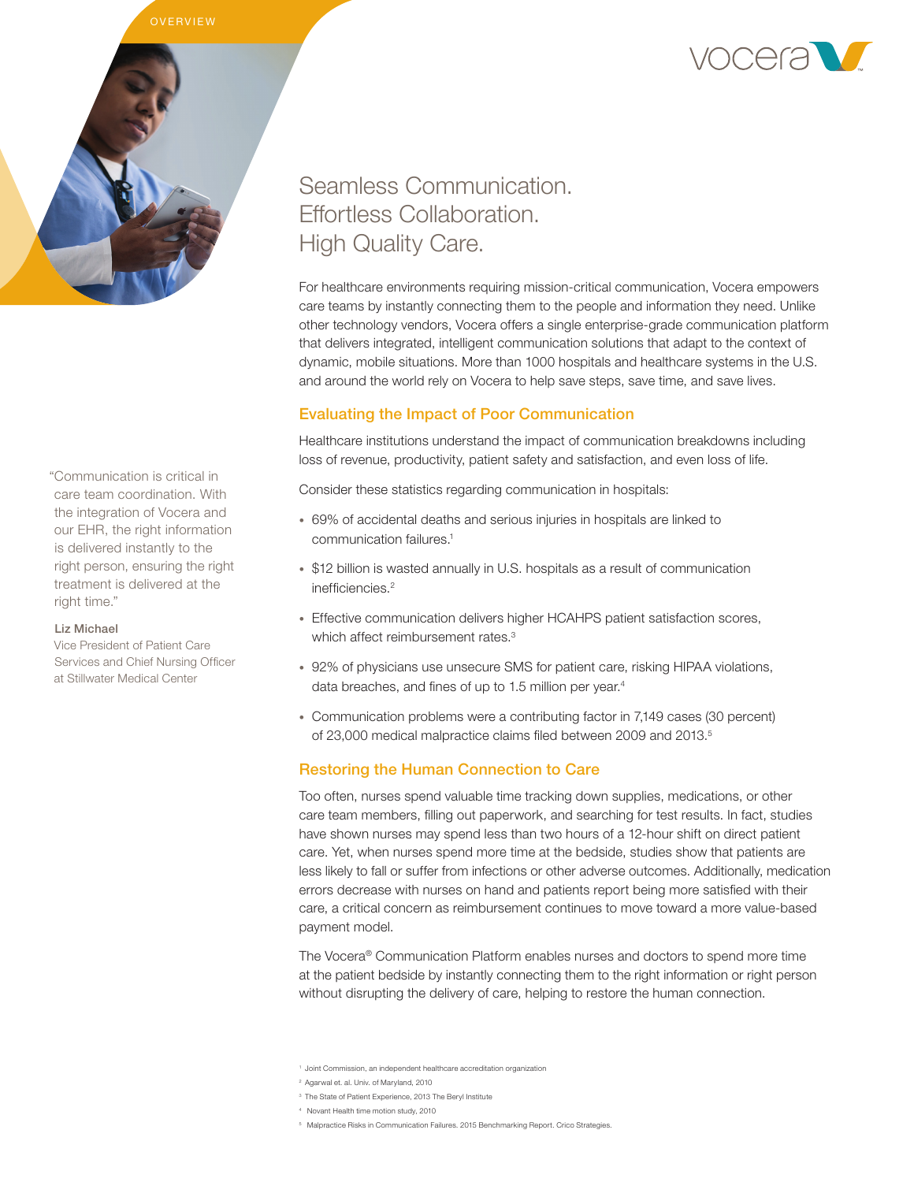OVERVIEW

# Seamless Communication. Effortless Collaboration. High Quality Care.

For healthcare environments requiring mission-critical communication, Vocera empowers care teams by instantly connecting them to the people and information they need. Unlike other technology vendors, Vocera offers a single enterprise-grade communication platform that delivers integrated, intelligent communication solutions that adapt to the context of dynamic, mobile situations. More than 1000 hospitals and healthcare systems in the U.S. and around the world rely on Vocera to help save steps, save time, and save lives.

## Evaluating the Impact of Poor Communication

Healthcare institutions understand the impact of communication breakdowns including loss of revenue, productivity, patient safety and satisfaction, and even loss of life.

Consider these statistics regarding communication in hospitals:

- 69% of accidental deaths and serious injuries in hospitals are linked to communication failures.[1]
- $12 billion is wasted annually in U.S. hospitals as a result of communication inefficiencies.[2]
- Effective communication delivers higher HCAHPS patient satisfaction scores, which affect reimbursement rates.[3]
- 92% of physicians use unsecure SMS for patient care, risking HIPAA violations, data breaches, and fines of up to 1.5 million per year.[4]
- Communication problems were a contributing factor in 7,149 cases (30 percent) of 23,000 medical malpractice claims filed between 2009 and 2013.[5]

## Restoring the Human Connection to Care

Too often, nurses spend valuable time tracking down supplies, medications, or other care team members, filling out paperwork, and searching for test results. In fact, studies have shown nurses may spend less than two hours of a 12-hour shift on direct patient care. Yet, when nurses spend more time at the bedside, studies show that patients are less likely to fall or suffer from infections or other adverse outcomes. Additionally, medication errors decrease with nurses on hand and patients report being more satisfied with their care, a critical concern as reimbursement continues to move toward a more value-based payment model.

The Vocera® Communication Platform enables nurses and doctors to spend more time at the patient bedside by instantly connecting them to the right information or right person without disrupting the delivery of care, helping to restore the human connection.

> "Communication is critical in care team coordination. With the integration of Vocera and our EHR, the right information is delivered instantly to the right person, ensuring the right treatment is delivered at the right time."
>
> **Liz Michael**
> Vice President of Patient Care Services and Chief Nursing Officer at Stillwater Medical Center

[1] Joint Commission, an independent healthcare accreditation organization

[2] Agarwal et. al. Univ. of Maryland, 2010

[3] The State of Patient Experience, 2013 The Beryl Institute

[4] Novant Health time motion study, 2010

[5] Malpractice Risks in Communication Failures. 2015 Benchmarking Report. Crico Strategies.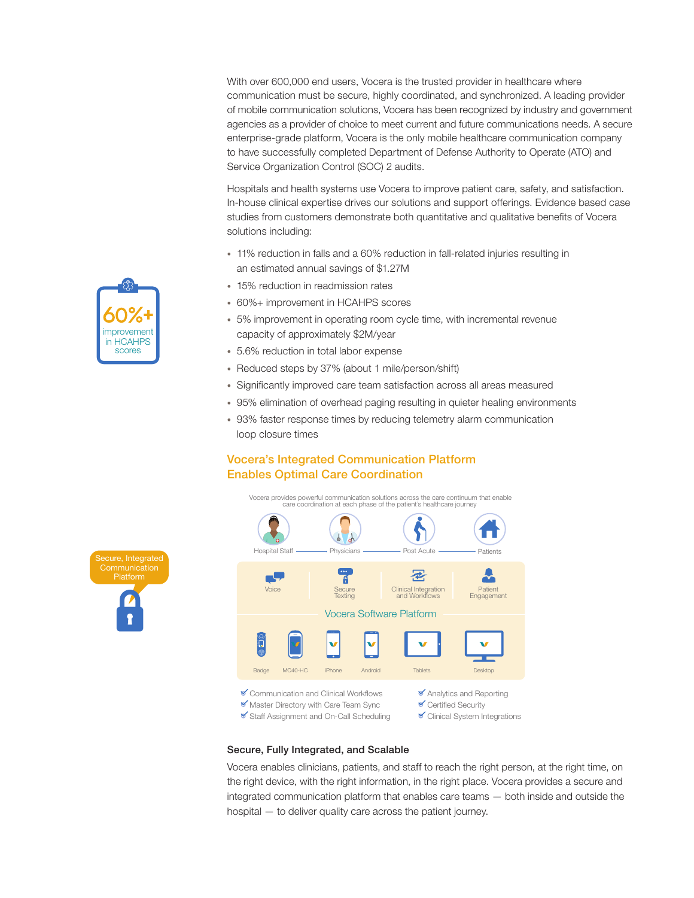With over 600,000 end users, Vocera is the trusted provider in healthcare where communication must be secure, highly coordinated, and synchronized. A leading provider of mobile communication solutions, Vocera has been recognized by industry and government agencies as a provider of choice to meet current and future communications needs. A secure enterprise-grade platform, Vocera is the only mobile healthcare communication company to have successfully completed Department of Defense Authority to Operate (ATO) and Service Organization Control (SOC) 2 audits.

Hospitals and health systems use Vocera to improve patient care, safety, and satisfaction. In-house clinical expertise drives our solutions and support offerings. Evidence based case studies from customers demonstrate both quantitative and qualitative benefits of Vocera solutions including:

**60%+** improvement in HCAHPS scores

- 11% reduction in falls and a 60% reduction in fall-related injuries resulting in an estimated annual savings of $1.27M
- 15% reduction in readmission rates
- 60%+ improvement in HCAHPS scores
- 5% improvement in operating room cycle time, with incremental revenue capacity of approximately $2M/year
- 5.6% reduction in total labor expense
- Reduced steps by 37% (about 1 mile/person/shift)
- Significantly improved care team satisfaction across all areas measured
- 95% elimination of overhead paging resulting in quieter healing environments
- 93% faster response times by reducing telemetry alarm communication loop closure times

## Vocera's Integrated Communication Platform Enables Optimal Care Coordination

Secure, Integrated Communication Platform

Vocera provides powerful communication solutions across the care continuum that enable care coordination at each phase of the patient's healthcare journey

Hospital Staff — Physicians — Post Acute — Patients

Voice | Secure Texting | Clinical Integration and Workflows | Patient Engagement

Vocera Software Platform

Badge | MC40-HC | iPhone | Android | Tablets | Desktop

- Communication and Clinical Workflows
- Master Directory with Care Team Sync
- Staff Assignment and On-Call Scheduling
- Analytics and Reporting
- Certified Security
- Clinical System Integrations

### Secure, Fully Integrated, and Scalable

Vocera enables clinicians, patients, and staff to reach the right person, at the right time, on the right device, with the right information, in the right place. Vocera provides a secure and integrated communication platform that enables care teams — both inside and outside the hospital — to deliver quality care across the patient journey.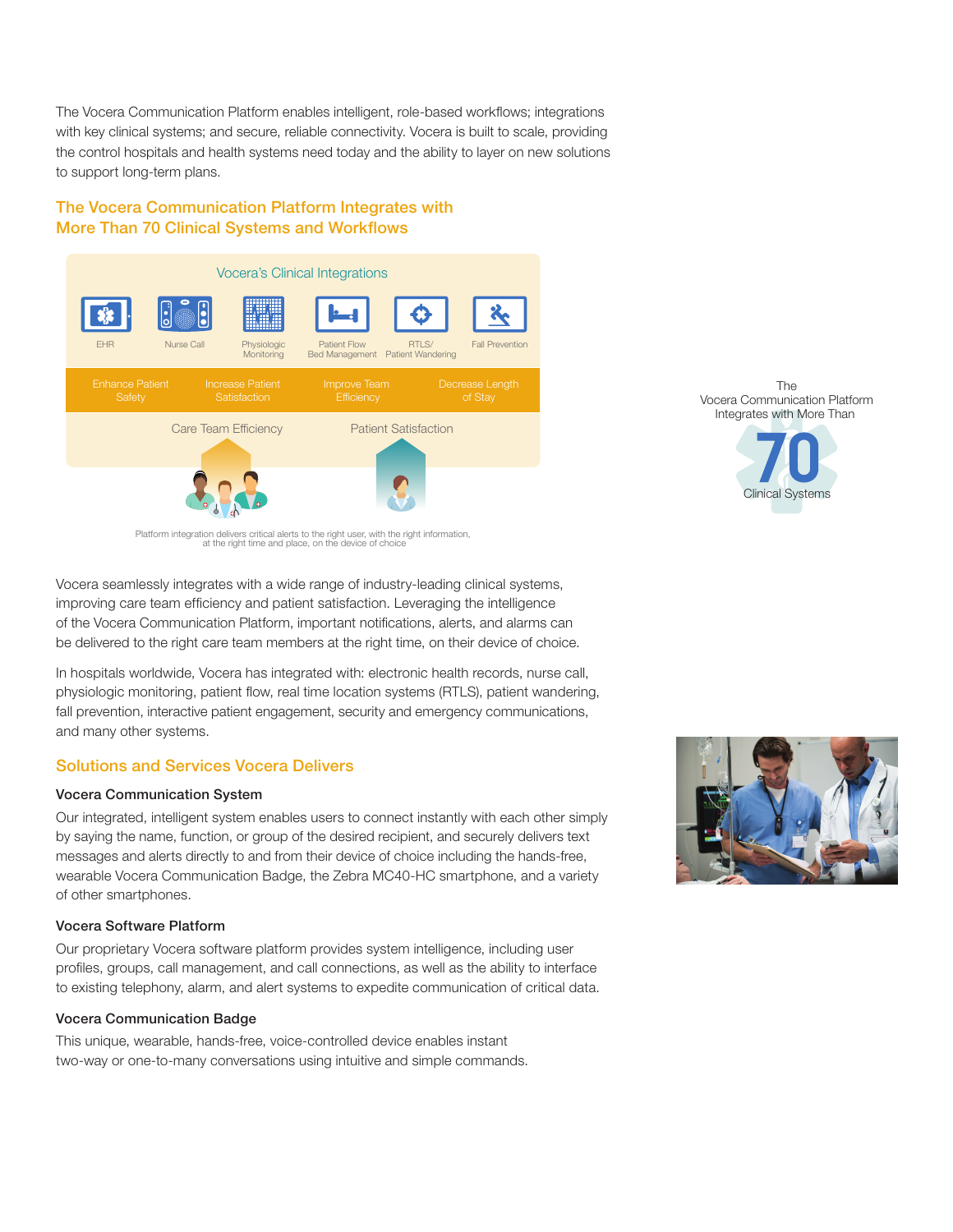The Vocera Communication Platform enables intelligent, role-based workflows; integrations with key clinical systems; and secure, reliable connectivity. Vocera is built to scale, providing the control hospitals and health systems need today and the ability to layer on new solutions to support long-term plans.

## The Vocera Communication Platform Integrates with More Than 70 Clinical Systems and Workflows

Vocera's Clinical Integrations

EHR | Nurse Call | Physiologic Monitoring | Patient Flow Bed Management | RTLS/ Patient Wandering | Fall Prevention

Enhance Patient Safety | Increase Patient Satisfaction | Improve Team Efficiency | Decrease Length of Stay

Care Team Efficiency | Patient Satisfaction

Platform integration delivers critical alerts to the right user, with the right information, at the right time and place, on the device of choice

The Vocera Communication Platform Integrates with More Than **70** Clinical Systems

Vocera seamlessly integrates with a wide range of industry-leading clinical systems, improving care team efficiency and patient satisfaction. Leveraging the intelligence of the Vocera Communication Platform, important notifications, alerts, and alarms can be delivered to the right care team members at the right time, on their device of choice.

In hospitals worldwide, Vocera has integrated with: electronic health records, nurse call, physiologic monitoring, patient flow, real time location systems (RTLS), patient wandering, fall prevention, interactive patient engagement, security and emergency communications, and many other systems.

## Solutions and Services Vocera Delivers

### Vocera Communication System

Our integrated, intelligent system enables users to connect instantly with each other simply by saying the name, function, or group of the desired recipient, and securely delivers text messages and alerts directly to and from their device of choice including the hands-free, wearable Vocera Communication Badge, the Zebra MC40-HC smartphone, and a variety of other smartphones.

### Vocera Software Platform

Our proprietary Vocera software platform provides system intelligence, including user profiles, groups, call management, and call connections, as well as the ability to interface to existing telephony, alarm, and alert systems to expedite communication of critical data.

### Vocera Communication Badge

This unique, wearable, hands-free, voice-controlled device enables instant two-way or one-to-many conversations using intuitive and simple commands.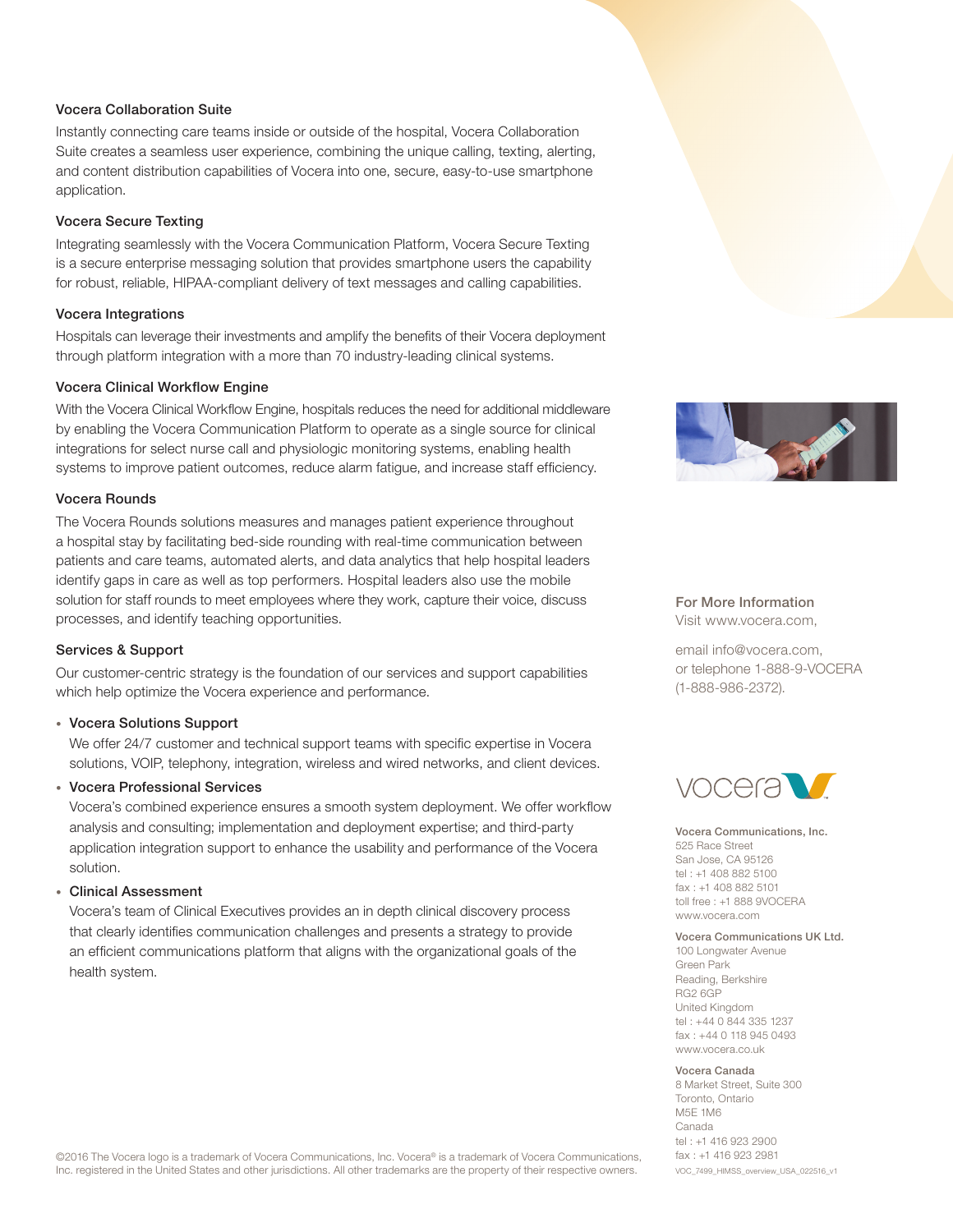### Vocera Collaboration Suite

Instantly connecting care teams inside or outside of the hospital, Vocera Collaboration Suite creates a seamless user experience, combining the unique calling, texting, alerting, and content distribution capabilities of Vocera into one, secure, easy-to-use smartphone application.

### Vocera Secure Texting

Integrating seamlessly with the Vocera Communication Platform, Vocera Secure Texting is a secure enterprise messaging solution that provides smartphone users the capability for robust, reliable, HIPAA-compliant delivery of text messages and calling capabilities.

### Vocera Integrations

Hospitals can leverage their investments and amplify the benefits of their Vocera deployment through platform integration with a more than 70 industry-leading clinical systems.

### Vocera Clinical Workflow Engine

With the Vocera Clinical Workflow Engine, hospitals reduces the need for additional middleware by enabling the Vocera Communication Platform to operate as a single source for clinical integrations for select nurse call and physiologic monitoring systems, enabling health systems to improve patient outcomes, reduce alarm fatigue, and increase staff efficiency.

### Vocera Rounds

The Vocera Rounds solutions measures and manages patient experience throughout a hospital stay by facilitating bed-side rounding with real-time communication between patients and care teams, automated alerts, and data analytics that help hospital leaders identify gaps in care as well as top performers. Hospital leaders also use the mobile solution for staff rounds to meet employees where they work, capture their voice, discuss processes, and identify teaching opportunities.

### Services & Support

Our customer-centric strategy is the foundation of our services and support capabilities which help optimize the Vocera experience and performance.

- **Vocera Solutions Support**
  We offer 24/7 customer and technical support teams with specific expertise in Vocera solutions, VOIP, telephony, integration, wireless and wired networks, and client devices.
- **Vocera Professional Services**
  Vocera's combined experience ensures a smooth system deployment. We offer workflow analysis and consulting; implementation and deployment expertise; and third-party application integration support to enhance the usability and performance of the Vocera solution.
- **Clinical Assessment**
  Vocera's team of Clinical Executives provides an in depth clinical discovery process that clearly identifies communication challenges and presents a strategy to provide an efficient communications platform that aligns with the organizational goals of the health system.

**For More Information**
Visit www.vocera.com,

email info@vocera.com,
or telephone 1-888-9-VOCERA
(1-888-986-2372).

**Vocera Communications, Inc.**
525 Race Street
San Jose, CA 95126
tel : +1 408 882 5100
fax : +1 408 882 5101
toll free : +1 888 9VOCERA
www.vocera.com

**Vocera Communications UK Ltd.**
100 Longwater Avenue
Green Park
Reading, Berkshire
RG2 6GP
United Kingdom
tel : +44 0 844 335 1237
fax : +44 0 118 945 0493
www.vocera.co.uk

**Vocera Canada**
8 Market Street, Suite 300
Toronto, Ontario
M5E 1M6
Canada
tel : +1 416 923 2900
fax : +1 416 923 2981

©2016 The Vocera logo is a trademark of Vocera Communications, Inc. Vocera® is a trademark of Vocera Communications, Inc. registered in the United States and other jurisdictions. All other trademarks are the property of their respective owners.

VOC_7499_HIMSS_overview_USA_022516_v1